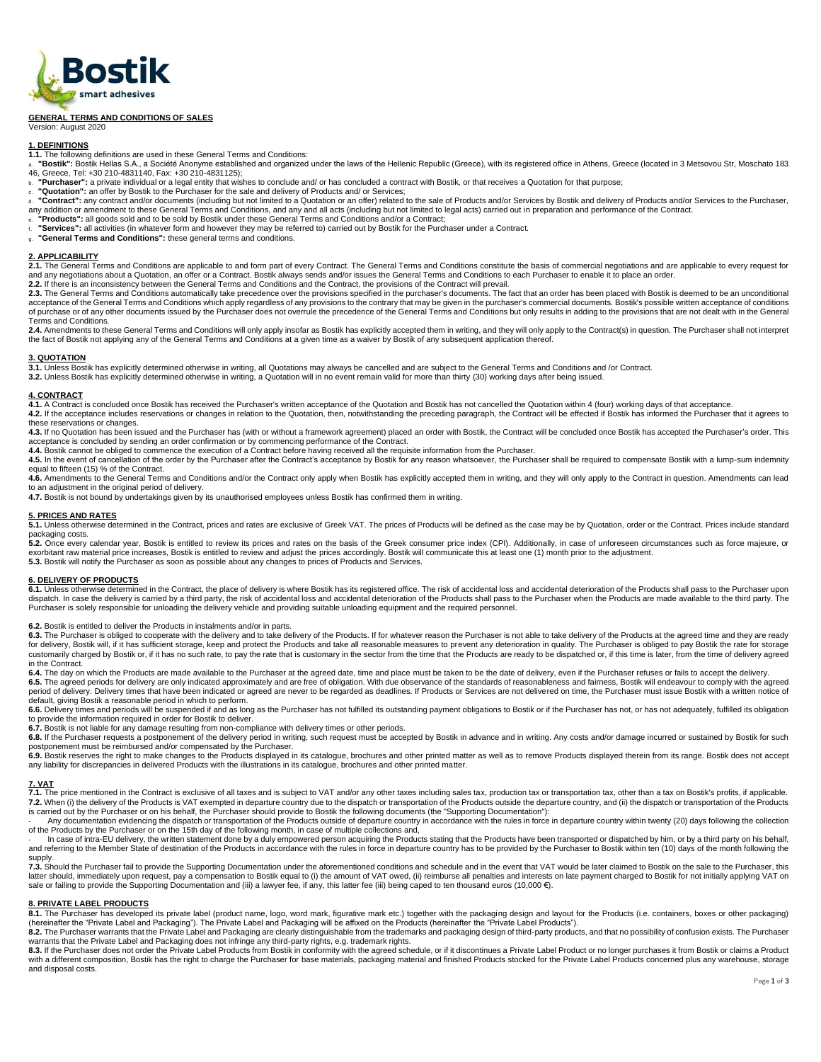**GENERAL TERMS AND CONDITIONS OF SALES**

Version: August 2020

## 1. DEFINITIONS

**1.1.** The following definitions are used in these General Terms and Conditions:

a. **"Bostik":** Bostik Hellas S.A., a Société Anonyme established and organized under the laws of the Hellenic Republic (Greece), with its registered office in Athens, Greece (located in 3 Metsovou Str, Moschato 183 46, Greece, Tel: +30 210-4831140, Fax: +30 210-4831125);

b. **"Purchaser":** a private individual or a legal entity that wishes to conclude and/ or has concluded a contract with Bostik, or that receives a Quotation for that purpose;

c. **"Quotation":** an offer by Bostik to the Purchaser for the sale and delivery of Products and/ or Services;

d. **"Contract":** any contract and/or documents (including but not limited to a Quotation or an offer) related to the sale of Products and/or Services by Bostik and delivery of Products and/or Services to the Purchaser, any addition or amendment to these General Terms and Conditions, and any and all acts (including but not limited to legal acts) carried out in preparation and performance of the Contract.

e. **"Products":** all goods sold and to be sold by Bostik under these General Terms and Conditions and/or a Contract;

f. **"Services":** all activities (in whatever form and however they may be referred to) carried out by Bostik for the Purchaser under a Contract.

g. **"General Terms and Conditions":** these general terms and conditions.

## 2. APPLICABILITY

**2.1.** The General Terms and Conditions are applicable to and form part of every Contract. The General Terms and Conditions constitute the basis of commercial negotiations and are applicable to every request for and any negotiations about a Quotation, an offer or a Contract. Bostik always sends and/or issues the General Terms and Conditions to each Purchaser to enable it to place an order.

**2.2.** If there is an inconsistency between the General Terms and Conditions and the Contract, the provisions of the Contract will prevail.

**2.3.** The General Terms and Conditions automatically take precedence over the provisions specified in the purchaser's documents. The fact that an order has been placed with Bostik is deemed to be an unconditional acceptance of the General Terms and Conditions which apply regardless of any provisions to the contrary that may be given in the purchaser's commercial documents. Bostik's possible written acceptance of conditions of purchase or of any other documents issued by the Purchaser does not overrule the precedence of the General Terms and Conditions but only results in adding to the provisions that are not dealt with in the General Terms and Conditions.

**2.4.** Amendments to these General Terms and Conditions will only apply insofar as Bostik has explicitly accepted them in writing, and they will only apply to the Contract(s) in question. The Purchaser shall not interpret the fact of Bostik not applying any of the General Terms and Conditions at a given time as a waiver by Bostik of any subsequent application thereof.

## 3. QUOTATION

**3.1.** Unless Bostik has explicitly determined otherwise in writing, all Quotations may always be cancelled and are subject to the General Terms and Conditions and /or Contract.

**3.2.** Unless Bostik has explicitly determined otherwise in writing, a Quotation will in no event remain valid for more than thirty (30) working days after being issued.

## 4. CONTRACT

**4.1.** A Contract is concluded once Bostik has received the Purchaser's written acceptance of the Quotation and Bostik has not cancelled the Quotation within 4 (four) working days of that acceptance.

**4.2.** If the acceptance includes reservations or changes in relation to the Quotation, then, notwithstanding the preceding paragraph, the Contract will be effected if Bostik has informed the Purchaser that it agrees to these reservations or changes.

**4.3.** If no Quotation has been issued and the Purchaser has (with or without a framework agreement) placed an order with Bostik, the Contract will be concluded once Bostik has accepted the Purchaser's order. This acceptance is concluded by sending an order confirmation or by commencing performance of the Contract.

**4.4.** Bostik cannot be obliged to commence the execution of a Contract before having received all the requisite information from the Purchaser.

**4.5.** In the event of cancellation of the order by the Purchaser after the Contract's acceptance by Bostik for any reason whatsoever, the Purchaser shall be required to compensate Bostik with a lump-sum indemnity equal to fifteen (15) % of the Contract.

**4.6.** Amendments to the General Terms and Conditions and/or the Contract only apply when Bostik has explicitly accepted them in writing, and they will only apply to the Contract in question. Amendments can lead to an adjustment in the original period of delivery.

**4.7.** Bostik is not bound by undertakings given by its unauthorised employees unless Bostik has confirmed them in writing.

## 5. PRICES AND RATES

**5.1.** Unless otherwise determined in the Contract, prices and rates are exclusive of Greek VAT. The prices of Products will be defined as the case may be by Quotation, order or the Contract. Prices include standard packaging costs.

**5.2.** Once every calendar year, Bostik is entitled to review its prices and rates on the basis of the Greek consumer price index (CPI). Additionally, in case of unforeseen circumstances such as force majeure, or exorbitant raw material price increases, Bostik is entitled to review and adjust the prices accordingly. Bostik will communicate this at least one (1) month prior to the adjustment.

**5.3.** Bostik will notify the Purchaser as soon as possible about any changes to prices of Products and Services.

## 6. DELIVERY OF PRODUCTS

**6.1.** Unless otherwise determined in the Contract, the place of delivery is where Bostik has its registered office. The risk of accidental loss and accidental deterioration of the Products shall pass to the Purchaser upon dispatch. In case the delivery is carried by a third party, the risk of accidental loss and accidental deterioration of the Products shall pass to the Purchaser when the Products are made available to the third party. The Purchaser is solely responsible for unloading the delivery vehicle and providing suitable unloading equipment and the required personnel.

**6.2.** Bostik is entitled to deliver the Products in instalments and/or in parts.

**6.3.** The Purchaser is obliged to cooperate with the delivery and to take delivery of the Products. If for whatever reason the Purchaser is not able to take delivery of the Products at the agreed time and they are ready for delivery, Bostik will, if it has sufficient storage, keep and protect the Products and take all reasonable measures to prevent any deterioration in quality. The Purchaser is obliged to pay Bostik the rate for storage customarily charged by Bostik or, if it has no such rate, to pay the rate that is customary in the sector from the time that the Products are ready to be dispatched or, if this time is later, from the time of delivery agreed in the Contract.

**6.4.** The day on which the Products are made available to the Purchaser at the agreed date, time and place must be taken to be the date of delivery, even if the Purchaser refuses or fails to accept the delivery.

**6.5.** The agreed periods for delivery are only indicated approximately and are free of obligation. With due observance of the standards of reasonableness and fairness, Bostik will endeavour to comply with the agreed period of delivery. Delivery times that have been indicated or agreed are never to be regarded as deadlines. If Products or Services are not delivered on time, the Purchaser must issue Bostik with a written notice of default, giving Bostik a reasonable period in which to perform.

**6.6.** Delivery times and periods will be suspended if and as long as the Purchaser has not fulfilled its outstanding payment obligations to Bostik or if the Purchaser has not, or has not adequately, fulfilled its obligation to provide the information required in order for Bostik to deliver.

**6.7.** Bostik is not liable for any damage resulting from non-compliance with delivery times or other periods.

**6.8.** If the Purchaser requests a postponement of the delivery period in writing, such request must be accepted by Bostik in advance and in writing. Any costs and/or damage incurred or sustained by Bostik for such postponement must be reimbursed and/or compensated by the Purchaser.

**6.9.** Bostik reserves the right to make changes to the Products displayed in its catalogue, brochures and other printed matter as well as to remove Products displayed therein from its range. Bostik does not accept any liability for discrepancies in delivered Products with the illustrations in its catalogue, brochures and other printed matter.

## 7. VAT

**7.1.** The price mentioned in the Contract is exclusive of all taxes and is subject to VAT and/or any other taxes including sales tax, production tax or transportation tax, other than a tax on Bostik's profits, if applicable.

**7.2.** When (i) the delivery of the Products is VAT exempted in departure country due to the dispatch or transportation of the Products outside the departure country, and (ii) the dispatch or transportation of the Products is carried out by the Purchaser or on his behalf, the Purchaser should provide to Bostik the following documents (the "Supporting Documentation"):

- Any documentation evidencing the dispatch or transportation of the Products outside of departure country in accordance with the rules in force in departure country within twenty (20) days following the collection of the Products by the Purchaser or on the 15th day of the following month, in case of multiple collections and,
- In case of intra-EU delivery, the written statement done by a duly empowered person acquiring the Products stating that the Products have been transported or dispatched by him, or by a third party on his behalf, and referring to the Member State of destination of the Products in accordance with the rules in force in departure country has to be provided by the Purchaser to Bostik within ten (10) days of the month following the supply.

**7.3.** Should the Purchaser fail to provide the Supporting Documentation under the aforementioned conditions and schedule and in the event that VAT would be later claimed to Bostik on the sale to the Purchaser, this latter should, immediately upon request, pay a compensation to Bostik equal to (i) the amount of VAT owed, (ii) reimburse all penalties and interests on late payment charged to Bostik for not initially applying VAT on sale or failing to provide the Supporting Documentation and (iii) a lawyer fee, if any, this latter fee (iii) being caped to ten thousand euros (10,000 €).

## 8. PRIVATE LABEL PRODUCTS

**8.1.** The Purchaser has developed its private label (product name, logo, word mark, figurative mark etc.) together with the packaging design and layout for the Products (i.e. containers, boxes or other packaging) (hereinafter the "Private Label and Packaging"). The Private Label and Packaging will be affixed on the Products (hereinafter the "Private Label Products").

**8.2.** The Purchaser warrants that the Private Label and Packaging are clearly distinguishable from the trademarks and packaging design of third-party products, and that no possibility of confusion exists. The Purchaser warrants that the Private Label and Packaging does not infringe any third-party rights, e.g. trademark rights.

**8.3.** If the Purchaser does not order the Private Label Products from Bostik in conformity with the agreed schedule, or if it discontinues a Private Label Product or no longer purchases it from Bostik or claims a Product with a different composition, Bostik has the right to charge the Purchaser for base materials, packaging material and finished Products stocked for the Private Label Products concerned plus any warehouse, storage and disposal costs.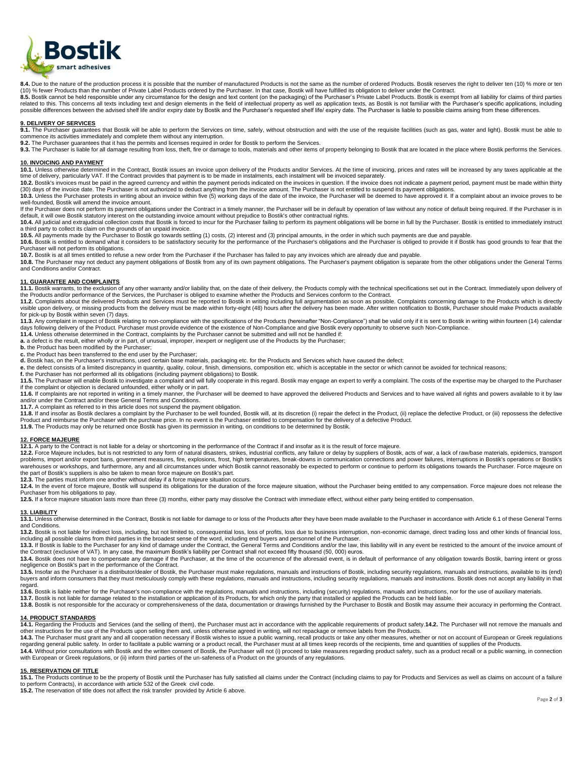**8.4.** Due to the nature of the production process it is possible that the number of manufactured Products is not the same as the number of ordered Products. Bostik reserves the right to deliver ten (10) % more or ten (10) % fewer Products than the number of Private Label Products ordered by the Purchaser. In that case, Bostik will have fulfilled its obligation to deliver under the Contract.

**8.5.** Bostik cannot be held responsible under any circumstance for the design and text content (on the packaging) of the Purchaser's Private Label Products. Bostik is exempt from all liability for claims of third parties related to this. This concerns all texts including text and design elements in the field of intellectual property as well as application texts, as Bostik is not familiar with the Purchaser's specific applications, including possible differences between the advised shelf life and/or expiry date by Bostik and the Purchaser's requested shelf life/ expiry date. The Purchaser is liable to possible claims arising from these differences.

## 9. DELIVERY OF SERVICES

**9.1.** The Purchaser guarantees that Bostik will be able to perform the Services on time, safely, without obstruction and with the use of the requisite facilities (such as gas, water and light). Bostik must be able to commence its activities immediately and complete them without any interruption.

**9.2.** The Purchaser guarantees that it has the permits and licenses required in order for Bostik to perform the Services.

**9.3.** The Purchaser is liable for all damage resulting from loss, theft, fire or damage to tools, materials and other items of property belonging to Bostik that are located in the place where Bostik performs the Services.

## 10. INVOICING AND PAYMENT

**10.1.** Unless otherwise determined in the Contract, Bostik issues an invoice upon delivery of the Products and/or Services. At the time of invoicing, prices and rates will be increased by any taxes applicable at the time of delivery, particularly VAT. If the Contract provides that payment is to be made in instalments, each instalment will be invoiced separately.

**10.2.** Bostik's invoices must be paid in the agreed currency and within the payment periods indicated on the invoices in question. If the invoice does not indicate a payment period, payment must be made within thirty (30) days of the invoice date. The Purchaser is not authorized to deduct anything from the invoice amount. The Purchaser is not entitled to suspend its payment obligations.

**10.3.** Unless the Purchaser protests in writing about an invoice within five (5) working days of the date of the invoice, the Purchaser will be deemed to have approved it. If a complaint about an invoice proves to be well-founded, Bostik will amend the invoice amount.

If the Purchaser does not perform its payment obligations under the Contract in a timely manner, the Purchaser will be in default by operation of law without any notice of default being required. If the Purchaser is in default, it will owe Bostik statutory interest on the outstanding invoice amount without prejudice to Bostik's other contractual rights.

**10.4.** All judicial and extrajudicial collection costs that Bostik is forced to incur for the Purchaser failing to perform its payment obligations will be borne in full by the Purchaser. Bostik is entitled to immediately instruct a third party to collect its claim on the grounds of an unpaid invoice.

**10.5.** All payments made by the Purchaser to Bostik go towards settling (1) costs, (2) interest and (3) principal amounts, in the order in which such payments are due and payable.

**10.6.** Bostik is entitled to demand what it considers to be satisfactory security for the performance of the Purchaser's obligations and the Purchaser is obliged to provide it if Bostik has good grounds to fear that the Purchaser will not perform its obligations.

**10.7.** Bostik is at all times entitled to refuse a new order from the Purchaser if the Purchaser has failed to pay any invoices which are already due and payable.

**10.8.** The Purchaser may not deduct any payment obligations of Bostik from any of its own payment obligations. The Purchaser's payment obligation is separate from the other obligations under the General Terms and Conditions and/or Contract.

## 11. GUARANTEE AND COMPLAINTS

**11.1.** Bostik warrants, to the exclusion of any other warranty and/or liability that, on the date of their delivery, the Products comply with the technical specifications set out in the Contract. Immediately upon delivery of the Products and/or performance of the Services, the Purchaser is obliged to examine whether the Products and Services conform to the Contract.

**11.2.** Complaints about the delivered Products and Services must be reported to Bostik in writing including full argumentation as soon as possible. Complaints concerning damage to the Products which is directly visible upon delivery, or missing products from the delivery must be made within forty-eight (48) hours after the delivery has been made. After written notification to Bostik, Purchaser should make Products available for pick-up by Bostik within seven (7) days.

**11.3.** Any complaint in respect of Bostik relating to non-compliance with the specifications of the Products (hereinafter "Non-Compliance") shall be valid only if it is sent to Bostik in writing within fourteen (14) calendar days following delivery of the Product. Purchaser must provide evidence of the existence of Non-Compliance and give Bostik every opportunity to observe such Non-Compliance.

**11.4.** Unless otherwise determined in the Contract, complaints by the Purchaser cannot be submitted and will not be handled if:

**a.** a defect is the result, either wholly or in part, of unusual, improper, inexpert or negligent use of the Products by the Purchaser;

**b.** the Product has been modified by the Purchaser;

**c.** the Product has been transferred to the end user by the Purchaser;

**d.** Bostik has, on the Purchaser's instructions, used certain base materials, packaging etc. for the Products and Services which have caused the defect;

**e.** the defect consists of a limited discrepancy in quantity, quality, colour, finish, dimensions, composition etc. which is acceptable in the sector or which cannot be avoided for technical reasons;

**f.** the Purchaser has not performed all its obligations (including payment obligations) to Bostik.

**11.5.** The Purchaser will enable Bostik to investigate a complaint and will fully cooperate in this regard. Bostik may engage an expert to verify a complaint. The costs of the expertise may be charged to the Purchaser if the complaint or objection is declared unfounded, either wholly or in part.

**11.6.** If complaints are not reported in writing in a timely manner, the Purchaser will be deemed to have approved the delivered Products and Services and to have waived all rights and powers available to it by law and/or under the Contract and/or these General Terms and Conditions.

**11.7.** A complaint as referred to in this article does not suspend the payment obligation.

**11.8.** If and insofar as Bostik declares a complaint by the Purchaser to be well founded, Bostik will, at its discretion (i) repair the defect in the Product, (ii) replace the defective Product, or (iii) repossess the defective Product and reimburse the Purchaser with the purchase price. In no event is the Purchaser entitled to compensation for the delivery of a defective Product.

**11.9.** The Products may only be returned once Bostik has given its permission in writing, on conditions to be determined by Bostik.

## 12. FORCE MAJEURE

**12.1.** A party to the Contract is not liable for a delay or shortcoming in the performance of the Contract if and insofar as it is the result of force majeure.

**12.2.** Force Majeure includes, but is not restricted to any form of natural disasters, strikes, industrial conflicts, any failure or delay by suppliers of Bostik, acts of war, a lack of raw/base materials, epidemics, transport problems, import and/or export bans, government measures, fire, explosions, frost, high temperatures, break-downs in communication connections and power failures, interruptions in Bostik's operations or Bostik's warehouses or workshops, and furthermore, any and all circumstances under which Bostik cannot reasonably be expected to perform or continue to perform its obligations towards the Purchaser. Force majeure on the part of Bostik's suppliers is also be taken to mean force majeure on Bostik's part.

**12.3.** The parties must inform one another without delay if a force majeure situation occurs.

**12.4.** In the event of force majeure, Bostik will suspend its obligations for the duration of the force majeure situation, without the Purchaser being entitled to any compensation. Force majeure does not release the Purchaser from his obligations to pay.

**12.5.** If a force majeure situation lasts more than three (3) months, either party may dissolve the Contract with immediate effect, without either party being entitled to compensation.

## 13. LIABILITY

**13.1.** Unless otherwise determined in the Contract, Bostik is not liable for damage to or loss of the Products after they have been made available to the Purchaser in accordance with Article 6.1 of these General Terms and Conditions.

**13.2.** Bostik is not liable for indirect loss, including, but not limited to, consequential loss, loss of profits, loss due to business interruption, non-economic damage, direct trading loss and other kinds of financial loss, including all possible claims from third parties in the broadest sense of the word, including end buyers and personnel of the Purchaser.

**13.3.** If Bostik is liable to the Purchaser for any kind of damage under the Contract, the General Terms and Conditions and/or the law, this liability will in any event be restricted to the amount of the invoice amount of the Contract (exclusive of VAT). In any case, the maximum Bostik's liability per Contract shall not exceed fifty thousand (50, 000) euros.

**13.4.** Bostik does not have to compensate any damage if the Purchaser, at the time of the occurrence of the aforesaid event, is in default of performance of any obligation towards Bostik, barring intent or gross negligence on Bostik's part in the performance of the Contract.

**13.5.** Insofar as the Purchaser is a distributor/dealer of Bostik, the Purchaser must make regulations, manuals and instructions of Bostik, including security regulations, manuals and instructions, available to its (end) buyers and inform consumers that they must meticulously comply with these regulations, manuals and instructions, including security regulations, manuals and instructions. Bostik does not accept any liability in that regard.

**13.6.** Bostik is liable neither for the Purchaser's non-compliance with the regulations, manuals and instructions, including (security) regulations, manuals and instructions, nor for the use of auxiliary materials.

**13.7.** Bostik is not liable for damage related to the installation or application of its Products, for which only the party that installed or applied the Products can be held liable.

**13.8.** Bostik is not responsible for the accuracy or comprehensiveness of the data, documentation or drawings furnished by the Purchaser to Bostik and Bostik may assume their accuracy in performing the Contract.

## 14. PRODUCT STANDARDS

**14.1.** Regarding the Products and Services (and the selling of them), the Purchaser must act in accordance with the applicable requirements of product safety.**14.2.** The Purchaser will not remove the manuals and other instructions for the use of the Products upon selling them and, unless otherwise agreed in writing, will not repackage or remove labels from the Products.

**14.3.** The Purchaser must grant any and all cooperation necessary if Bostik wishes to issue a public warning, recall products or take any other measures, whether or not on account of European or Greek regulations regarding general public safety. In order to facilitate a public warning or a product recall, the Purchaser must at all times keep records of the recipients, time and quantities of supplies of the Products.

**14.4.** Without prior consultations with Bostik and the written consent of Bostik, the Purchaser will not (i) proceed to take measures regarding product safety, such as a product recall or a public warning, in connection with European or Greek regulations, or (ii) inform third parties of the un-safeness of a Product on the grounds of any regulations.

## 15. RESERVATION OF TITLE

**15.1.** The Products continue to be the property of Bostik until the Purchaser has fully satisfied all claims under the Contract (including claims to pay for Products and Services as well as claims on account of a failure to perform Contracts), in accordance with article 532 of the Greek civil code.

**15.2.** The reservation of title does not affect the risk transfer provided by Article 6 above.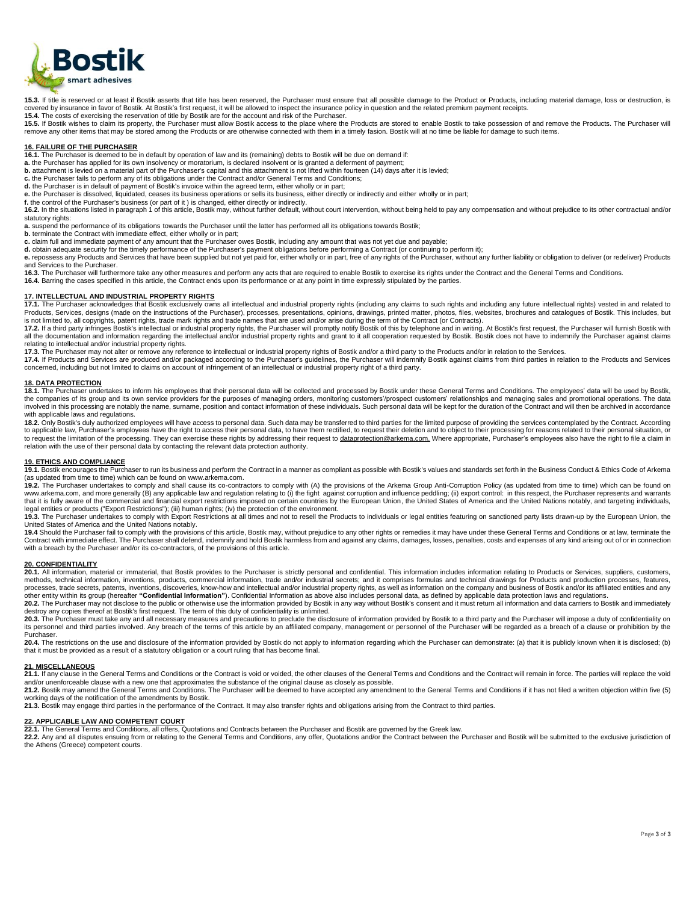**15.3.** If title is reserved or at least if Bostik asserts that title has been reserved, the Purchaser must ensure that all possible damage to the Product or Products, including material damage, loss or destruction, is covered by insurance in favor of Bostik. At Bostik's first request, it will be allowed to inspect the insurance policy in question and the related premium payment receipts.

**15.4.** The costs of exercising the reservation of title by Bostik are for the account and risk of the Purchaser.

**15.5.** If Bostik wishes to claim its property, the Purchaser must allow Bostik access to the place where the Products are stored to enable Bostik to take possession of and remove the Products. The Purchaser will remove any other items that may be stored among the Products or are otherwise connected with them in a timely fasion. Bostik will at no time be liable for damage to such items.

## 16. FAILURE OF THE PURCHASER

**16.1.** The Purchaser is deemed to be in default by operation of law and its (remaining) debts to Bostik will be due on demand if:

**a.** the Purchaser has applied for its own insolvency or moratorium, is declared insolvent or is granted a deferment of payment;

**b.** attachment is levied on a material part of the Purchaser's capital and this attachment is not lifted within fourteen (14) days after it is levied;

**c.** the Purchaser fails to perform any of its obligations under the Contract and/or General Terms and Conditions;

**d.** the Purchaser is in default of payment of Bostik's invoice within the agreed term, either wholly or in part;

**e.** the Purchaser is dissolved, liquidated, ceases its business operations or sells its business, either directly or indirectly and either wholly or in part;

**f.** the control of the Purchaser's business (or part of it ) is changed, either directly or indirectly.

**16.2.** In the situations listed in paragraph 1 of this article, Bostik may, without further default, without court intervention, without being held to pay any compensation and without prejudice to its other contractual and/or statutory rights:

**a.** suspend the performance of its obligations towards the Purchaser until the latter has performed all its obligations towards Bostik;

**b.** terminate the Contract with immediate effect, either wholly or in part;

**c.** claim full and immediate payment of any amount that the Purchaser owes Bostik, including any amount that was not yet due and payable;

**d.** obtain adequate security for the timely performance of the Purchaser's payment obligations before performing a Contract (or continuing to perform it);

**e.** repossess any Products and Services that have been supplied but not yet paid for, either wholly or in part, free of any rights of the Purchaser, without any further liability or obligation to deliver (or redeliver) Products and Services to the Purchaser.

**16.3.** The Purchaser will furthermore take any other measures and perform any acts that are required to enable Bostik to exercise its rights under the Contract and the General Terms and Conditions.

**16.4.** Barring the cases specified in this article, the Contract ends upon its performance or at any point in time expressly stipulated by the parties.

## 17. INTELLECTUAL AND INDUSTRIAL PROPERTY RIGHTS

**17.1.** The Purchaser acknowledges that Bostik exclusively owns all intellectual and industrial property rights (including any claims to such rights and including any future intellectual rights) vested in and related to Products, Services, designs (made on the instructions of the Purchaser), processes, presentations, opinions, drawings, printed matter, photos, files, websites, brochures and catalogues of Bostik. This includes, but is not limited to, all copyrights, patent rights, trade mark rights and trade names that are used and/or arise during the term of the Contract (or Contracts).

**17.2.** If a third party infringes Bostik's intellectual or industrial property rights, the Purchaser will promptly notify Bostik of this by telephone and in writing. At Bostik's first request, the Purchaser will furnish Bostik with all the documentation and information regarding the intellectual and/or industrial property rights and grant to it all cooperation requested by Bostik. Bostik does not have to indemnify the Purchaser against claims relating to intellectual and/or industrial property rights.

**17.3.** The Purchaser may not alter or remove any reference to intellectual or industrial property rights of Bostik and/or a third party to the Products and/or in relation to the Services.

**17.4.** If Products and Services are produced and/or packaged according to the Purchaser's guidelines, the Purchaser will indemnify Bostik against claims from third parties in relation to the Products and Services concerned, including but not limited to claims on account of infringement of an intellectual or industrial property right of a third party.

## 18. DATA PROTECTION

**18.1.** The Purchaser undertakes to inform his employees that their personal data will be collected and processed by Bostik under these General Terms and Conditions. The employees' data will be used by Bostik, the companies of its group and its own service providers for the purposes of managing orders, monitoring customers'/prospect customers' relationships and managing sales and promotional operations. The data involved in this processing are notably the name, surname, position and contact information of these individuals. Such personal data will be kept for the duration of the Contract and will then be archived in accordance with applicable laws and regulations.

**18.2.** Only Bostik's duly authorized employees will have access to personal data. Such data may be transferred to third parties for the limited purpose of providing the services contemplated by the Contract. According to applicable law, Purchaser's employees have the right to access their personal data, to have them rectified, to request their deletion and to object to their processing for reasons related to their personal situation, or to request the limitation of the processing. They can exercise these rights by addressing their request to dataprotection@arkema.com. Where appropriate, Purchaser's employees also have the right to file a claim in relation with the use of their personal data by contacting the relevant data protection authority.

## 19. ETHICS AND COMPLIANCE

**19.1.** Bostik encourages the Purchaser to run its business and perform the Contract in a manner as compliant as possible with Bostik's values and standards set forth in the Business Conduct & Ethics Code of Arkema (as updated from time to time) which can be found on www.arkema.com.

**19.2.** The Purchaser undertakes to comply and shall cause its co-contractors to comply with (A) the provisions of the Arkema Group Anti-Corruption Policy (as updated from time to time) which can be found on www.arkema.com, and more generally (B) any applicable law and regulation relating to (i) the fight against corruption and influence peddling; (ii) export control: in this respect, the Purchaser represents and warrants that it is fully aware of the commercial and financial export restrictions imposed on certain countries by the European Union, the United States of America and the United Nations notably, and targeting individuals, legal entities or products ("Export Restrictions"); (iii) human rights; (iv) the protection of the environment.

**19.3.** The Purchaser undertakes to comply with Export Restrictions at all times and not to resell the Products to individuals or legal entities featuring on sanctioned party lists drawn-up by the European Union, the United States of America and the United Nations notably.

**19.4** Should the Purchaser fail to comply with the provisions of this article, Bostik may, without prejudice to any other rights or remedies it may have under these General Terms and Conditions or at law, terminate the Contract with immediate effect. The Purchaser shall defend, indemnify and hold Bostik harmless from and against any claims, damages, losses, penalties, costs and expenses of any kind arising out of or in connection with a breach by the Purchaser and/or its co-contractors, of the provisions of this article.

## 20. CONFIDENTIALITY

**20.1.** All information, material or immaterial, that Bostik provides to the Purchaser is strictly personal and confidential. This information includes information relating to Products or Services, suppliers, customers, methods, technical information, inventions, products, commercial information, trade and/or industrial secrets; and it comprises formulas and technical drawings for Products and production processes, features, processes, trade secrets, patents, inventions, discoveries, know-how and intellectual and/or industrial property rights, as well as information on the company and business of Bostik and/or its affiliated entities and any other entity within its group (hereafter **"Confidential Information"**). Confidential Information as above also includes personal data, as defined by applicable data protection laws and regulations.

**20.2.** The Purchaser may not disclose to the public or otherwise use the information provided by Bostik in any way without Bostik's consent and it must return all information and data carriers to Bostik and immediately destroy any copies thereof at Bostik's first request. The term of this duty of confidentiality is unlimited.

**20.3.** The Purchaser must take any and all necessary measures and precautions to preclude the disclosure of information provided by Bostik to a third party and the Purchaser will impose a duty of confidentiality on its personnel and third parties involved. Any breach of the terms of this article by an affiliated company, management or personnel of the Purchaser will be regarded as a breach of a clause or prohibition by the Purchaser.

**20.4.** The restrictions on the use and disclosure of the information provided by Bostik do not apply to information regarding which the Purchaser can demonstrate: (a) that it is publicly known when it is disclosed; (b) that it must be provided as a result of a statutory obligation or a court ruling that has become final.

## 21. MISCELLANEOUS

**21.1.** If any clause in the General Terms and Conditions or the Contract is void or voided, the other clauses of the General Terms and Conditions and the Contract will remain in force. The parties will replace the void and/or unenforceable clause with a new one that approximates the substance of the original clause as closely as possible.

**21.2.** Bostik may amend the General Terms and Conditions. The Purchaser will be deemed to have accepted any amendment to the General Terms and Conditions if it has not filed a written objection within five (5) working days of the notification of the amendments by Bostik.

**21.3.** Bostik may engage third parties in the performance of the Contract. It may also transfer rights and obligations arising from the Contract to third parties.

## 22. APPLICABLE LAW AND COMPETENT COURT

**22.1.** The General Terms and Conditions, all offers, Quotations and Contracts between the Purchaser and Bostik are governed by the Greek law.

**22.2.** Any and all disputes ensuing from or relating to the General Terms and Conditions, any offer, Quotations and/or the Contract between the Purchaser and Bostik will be submitted to the exclusive jurisdiction of the Athens (Greece) competent courts.